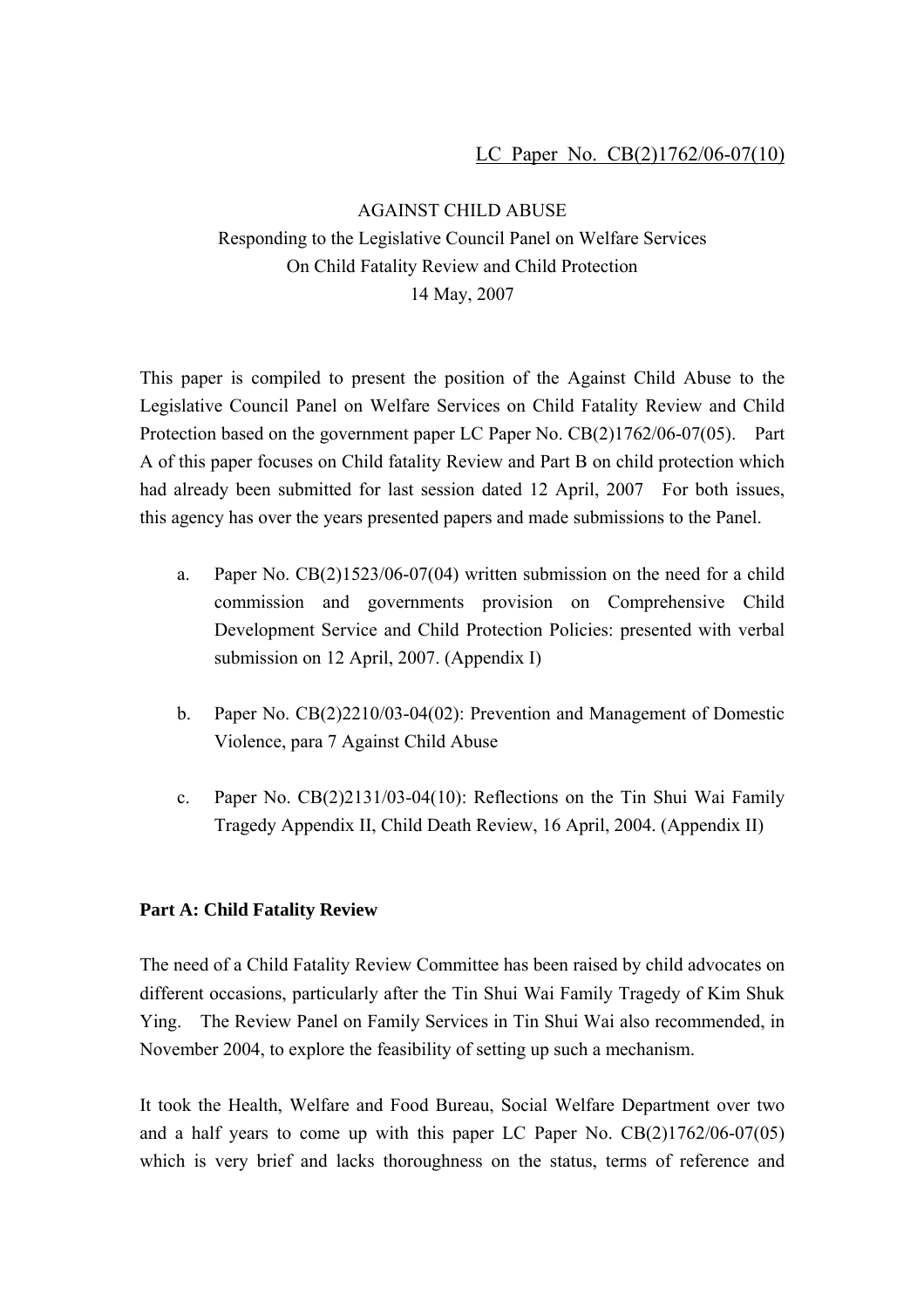LC Paper No. CB(2)1762/06-07(10)

AGAINST CHILD ABUSE
Responding to the Legislative Council Panel on Welfare Services
On Child Fatality Review and Child Protection
14 May, 2007

This paper is compiled to present the position of the Against Child Abuse to the Legislative Council Panel on Welfare Services on Child Fatality Review and Child Protection based on the government paper LC Paper No. CB(2)1762/06-07(05). Part A of this paper focuses on Child fatality Review and Part B on child protection which had already been submitted for last session dated 12 April, 2007 For both issues, this agency has over the years presented papers and made submissions to the Panel.

a. Paper No. CB(2)1523/06-07(04) written submission on the need for a child commission and governments provision on Comprehensive Child Development Service and Child Protection Policies: presented with verbal submission on 12 April, 2007. (Appendix I)

b. Paper No. CB(2)2210/03-04(02): Prevention and Management of Domestic Violence, para 7 Against Child Abuse

c. Paper No. CB(2)2131/03-04(10): Reflections on the Tin Shui Wai Family Tragedy Appendix II, Child Death Review, 16 April, 2004. (Appendix II)

**Part A: Child Fatality Review**

The need of a Child Fatality Review Committee has been raised by child advocates on different occasions, particularly after the Tin Shui Wai Family Tragedy of Kim Shuk Ying. The Review Panel on Family Services in Tin Shui Wai also recommended, in November 2004, to explore the feasibility of setting up such a mechanism.

It took the Health, Welfare and Food Bureau, Social Welfare Department over two and a half years to come up with this paper LC Paper No. CB(2)1762/06-07(05) which is very brief and lacks thoroughness on the status, terms of reference and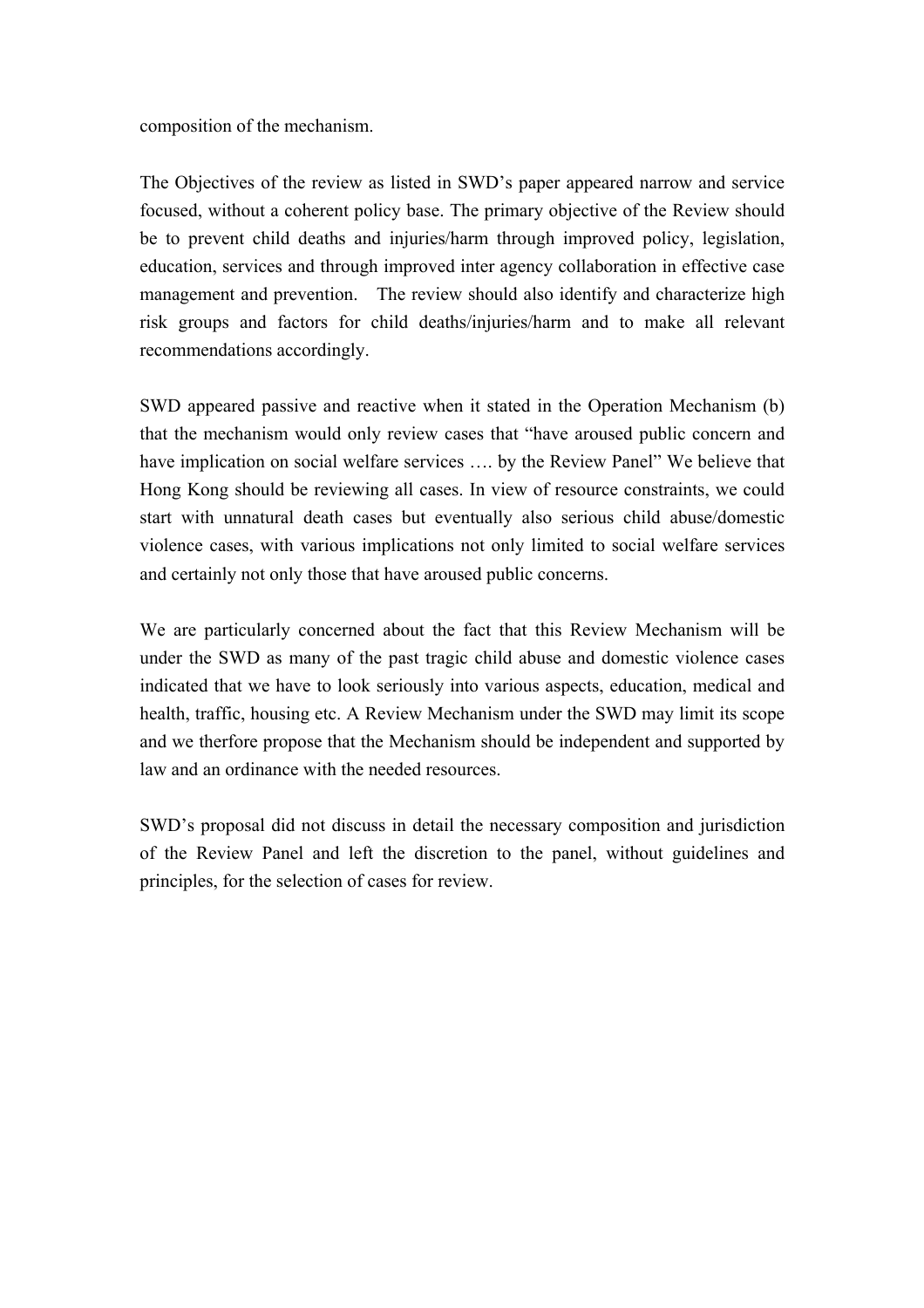composition of the mechanism.

The Objectives of the review as listed in SWD's paper appeared narrow and service focused, without a coherent policy base. The primary objective of the Review should be to prevent child deaths and injuries/harm through improved policy, legislation, education, services and through improved inter agency collaboration in effective case management and prevention. The review should also identify and characterize high risk groups and factors for child deaths/injuries/harm and to make all relevant recommendations accordingly.

SWD appeared passive and reactive when it stated in the Operation Mechanism (b) that the mechanism would only review cases that "have aroused public concern and have implication on social welfare services …. by the Review Panel" We believe that Hong Kong should be reviewing all cases. In view of resource constraints, we could start with unnatural death cases but eventually also serious child abuse/domestic violence cases, with various implications not only limited to social welfare services and certainly not only those that have aroused public concerns.

We are particularly concerned about the fact that this Review Mechanism will be under the SWD as many of the past tragic child abuse and domestic violence cases indicated that we have to look seriously into various aspects, education, medical and health, traffic, housing etc. A Review Mechanism under the SWD may limit its scope and we therfore propose that the Mechanism should be independent and supported by law and an ordinance with the needed resources.

SWD's proposal did not discuss in detail the necessary composition and jurisdiction of the Review Panel and left the discretion to the panel, without guidelines and principles, for the selection of cases for review.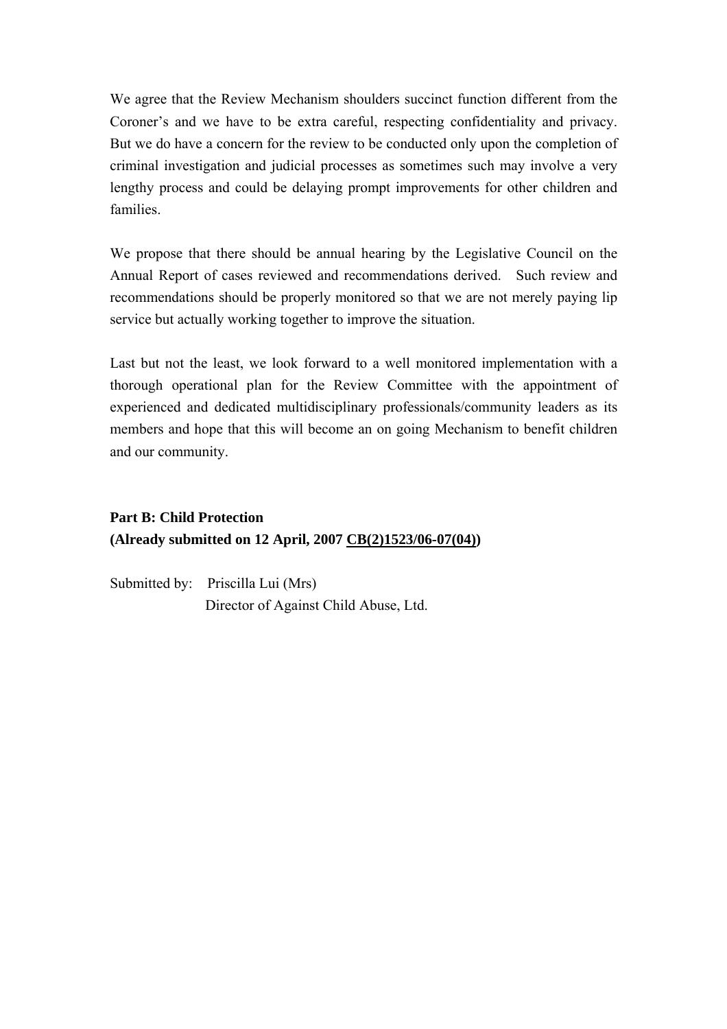We agree that the Review Mechanism shoulders succinct function different from the Coroner's and we have to be extra careful, respecting confidentiality and privacy. But we do have a concern for the review to be conducted only upon the completion of criminal investigation and judicial processes as sometimes such may involve a very lengthy process and could be delaying prompt improvements for other children and families.

We propose that there should be annual hearing by the Legislative Council on the Annual Report of cases reviewed and recommendations derived. Such review and recommendations should be properly monitored so that we are not merely paying lip service but actually working together to improve the situation.

Last but not the least, we look forward to a well monitored implementation with a thorough operational plan for the Review Committee with the appointment of experienced and dedicated multidisciplinary professionals/community leaders as its members and hope that this will become an on going Mechanism to benefit children and our community.

**Part B: Child Protection**
**(Already submitted on 12 April, 2007 <u>CB(2)1523/06-07(04)</u>)**

Submitted by: Priscilla Lui (Mrs)
Director of Against Child Abuse, Ltd.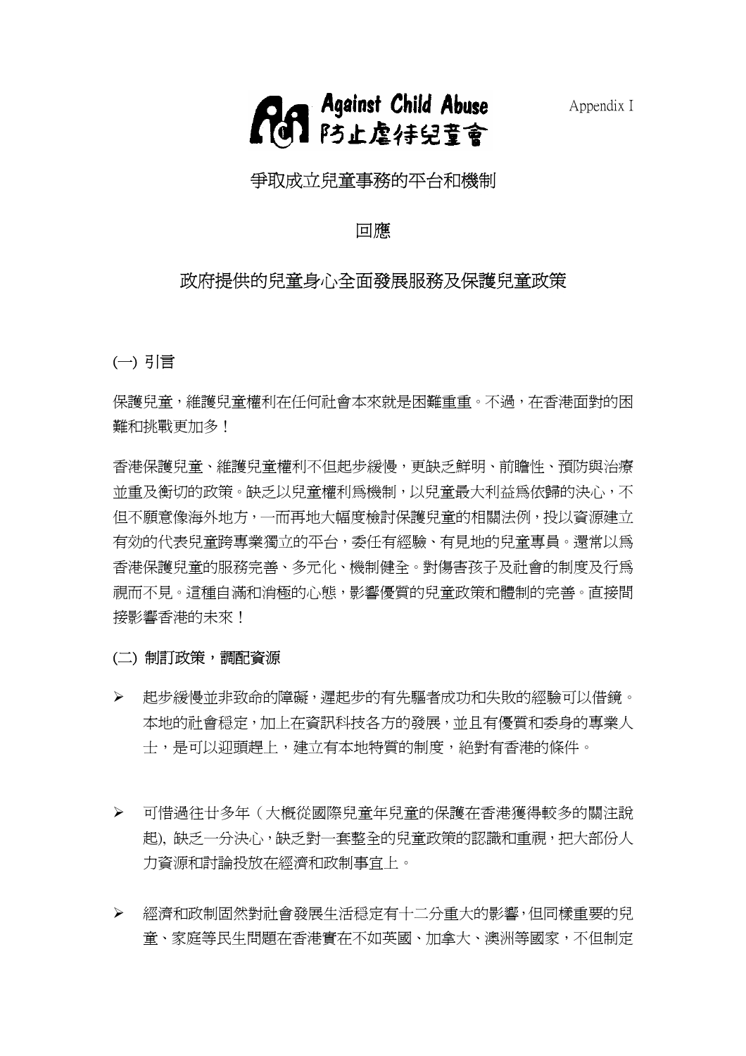Against Child Abuse
防止虐待兒童會

Appendix I

# 爭取成立兒童事務的平台和機制

## 回應

## 政府提供的兒童身心全面發展服務及保護兒童政策

### (一) 引言

保護兒童，維護兒童權利在任何社會本來就是困難重重。不過，在香港面對的困難和挑戰更加多！

香港保護兒童、維護兒童權利不但起步緩慢，更缺乏鮮明、前瞻性、預防與治療並重及衡切的政策。缺乏以兒童權利爲機制，以兒童最大利益爲依歸的決心，不但不願意像海外地方，一而再地大幅度檢討保護兒童的相關法例，投以資源建立有効的代表兒童跨專業獨立的平台，委任有經驗、有見地的兒童專員。還常以爲香港保護兒童的服務完善、多元化、機制健全。對傷害孩子及社會的制度及行爲視而不見。這種自滿和消極的心態，影響優質的兒童政策和體制的完善。直接間接影響香港的未來！

### (二) 制訂政策，調配資源

- 起步緩慢並非致命的障礙，遲起步的有先驅者成功和失敗的經驗可以借鏡。本地的社會穩定，加上在資訊科技各方的發展，並且有優質和委身的專業人士，是可以迎頭趕上，建立有本地特質的制度，絕對有香港的條件。

- 可惜過往廿多年（大概從國際兒童年兒童的保護在香港獲得較多的關注說起)，缺乏一分決心，缺乏對一套整全的兒童政策的認識和重視，把大部份人力資源和討論投放在經濟和政制事宜上。

- 經濟和政制固然對社會發展生活穩定有十二分重大的影響，但同樣重要的兒童、家庭等民生問題在香港實在不如英國、加拿大、澳洲等國家，不但制定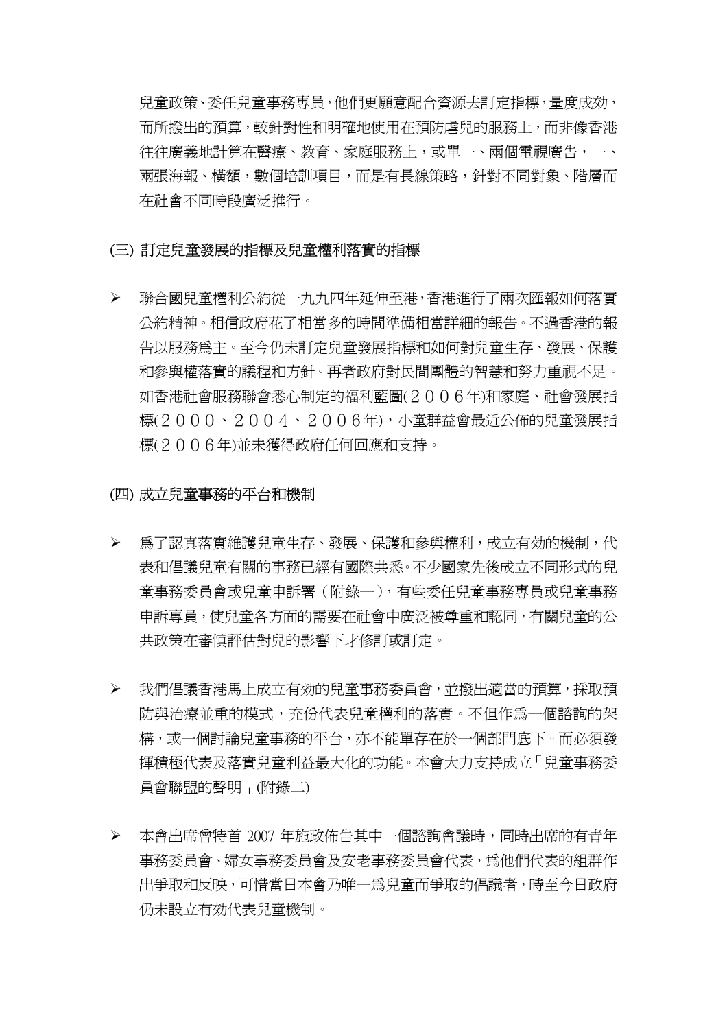兒童政策、委任兒童事務專員，他們更願意配合資源去訂定指標，量度成効，而所撥出的預算，較針對性和明確地使用在預防虐兒的服務上，而非像香港往往廣義地計算在醫療、教育、家庭服務上，或單一、兩個電視廣告，一、兩張海報、橫額，數個培訓項目，而是有長線策略，針對不同對象、階層而在社會不同時段廣泛推行。

## (三) 訂定兒童發展的指標及兒童權利落實的指標

- 聯合國兒童權利公約從一九九四年延伸至港，香港進行了兩次匯報如何落實公約精神。相信政府花了相當多的時間準備相當詳細的報告。不過香港的報告以服務為主。至今仍未訂定兒童發展指標和如何對兒童生存、發展、保護和參與權落實的議程和方針。再者政府對民間團體的智慧和努力重視不足。如香港社會服務聯會悉心制定的福利藍圖(２００６年)和家庭、社會發展指標(２０００、２００４、２００６年)，小童群益會最近公佈的兒童發展指標(２００６年)並未獲得政府任何回應和支持。

## (四) 成立兒童事務的平台和機制

- 為了認真落實維護兒童生存、發展、保護和參與權利，成立有效的機制，代表和倡議兒童有關的事務已經有國際共悉。不少國家先後成立不同形式的兒童事務委員會或兒童申訴署（附錄一），有些委任兒童事務專員或兒童事務申訴專員，使兒童各方面的需要在社會中廣泛被尊重和認同，有關兒童的公共政策在審慎評估對兒的影響下才修訂或訂定。

- 我們倡議香港馬上成立有效的兒童事務委員會，並撥出適當的預算，採取預防與治療並重的模式，充份代表兒童權利的落實。不但作為一個諮詢的架構，或一個討論兒童事務的平台，亦不能單存在於一個部門底下。而必須發揮積極代表及落實兒童利益最大化的功能。本會大力支持成立「兒童事務委員會聯盟的聲明」(附錄二)

- 本會出席曾特首 2007 年施政佈告其中一個諮詢會議時，同時出席的有青年事務委員會、婦女事務委員會及安老事務委員會代表，為他們代表的組群作出爭取和反映，可惜當日本會乃唯一為兒童而爭取的倡議者，時至今日政府仍未設立有效代表兒童機制。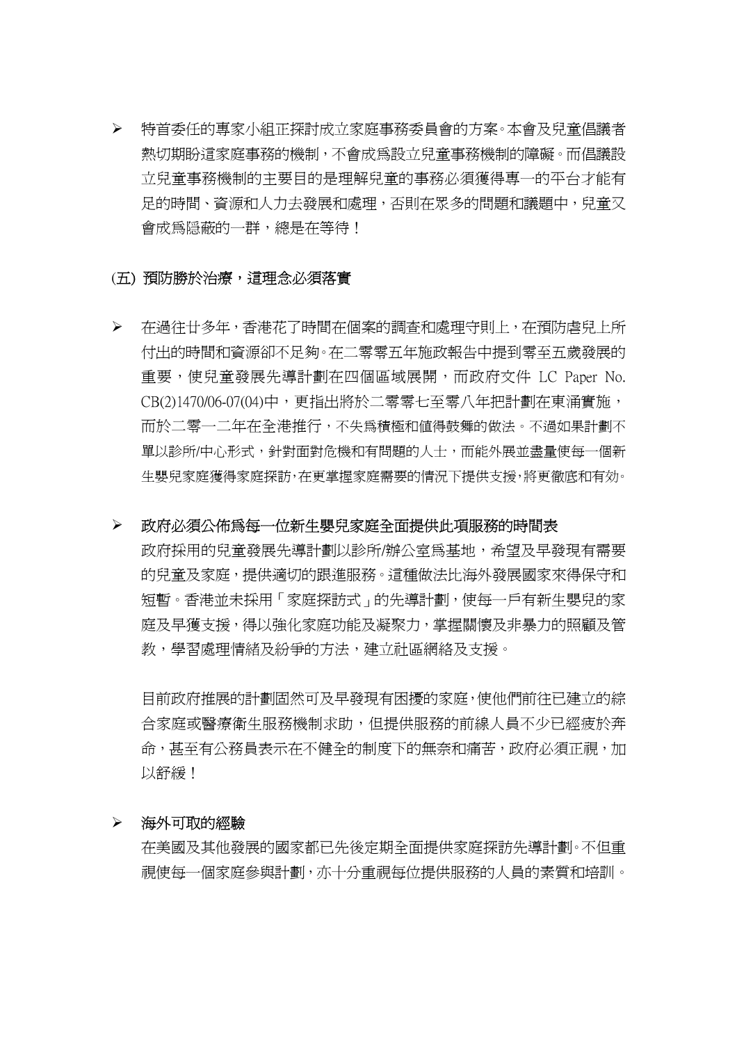- 特首委任的專家小組正探討成立家庭事務委員會的方案。本會及兒童倡議者熱切期盼這家庭事務的機制，不會成爲設立兒童事務機制的障礙。而倡議設立兒童事務機制的主要目的是理解兒童的事務必須獲得專一的平台才能有足的時間、資源和人力去發展和處理，否則在眾多的問題和議題中，兒童又會成爲隱蔽的一群，總是在等待！

## (五) 預防勝於治療，這理念必須落實

- 在過往廿多年，香港花了時間在個案的調查和處理守則上，在預防虐兒上所付出的時間和資源卻不足夠。在二零零五年施政報告中提到零至五歲發展的重要，使兒童發展先導計劃在四個區域展開，而政府文件 LC Paper No. CB(2)1470/06-07(04)中，更指出將於二零零七至零八年把計劃在東涌實施，而於二零一二年在全港推行，不失爲積極和值得鼓舞的做法。不過如果計劃不單以診所/中心形式，針對面對危機和有問題的人士，而能外展並盡量使每一個新生嬰兒家庭獲得家庭探訪，在更掌握家庭需要的情況下提供支援，將更徹底和有效。

- **政府必須公佈爲每一位新生嬰兒家庭全面提供此項服務的時間表**

  政府採用的兒童發展先導計劃以診所/辦公室爲基地，希望及早發現有需要的兒童及家庭，提供適切的跟進服務。這種做法比海外發展國家來得保守和短暫。香港並未採用「家庭探訪式」的先導計劃，使每一戶有新生嬰兒的家庭及早獲支援，得以強化家庭功能及凝聚力，掌握關懷及非暴力的照顧及管教，學習處理情緒及紛爭的方法，建立社區網絡及支援。

  目前政府推展的計劃固然可及早發現有困擾的家庭，使他們前往已建立的綜合家庭或醫療衛生服務機制求助，但提供服務的前線人員不少已經疲於奔命，甚至有公務員表示在不健全的制度下的無奈和痛苦，政府必須正視，加以舒緩！

- **海外可取的經驗**

  在美國及其他發展的國家都已先後定期全面提供家庭探訪先導計劃。不但重視使每一個家庭參與計劃，亦十分重視每位提供服務的人員的素質和培訓。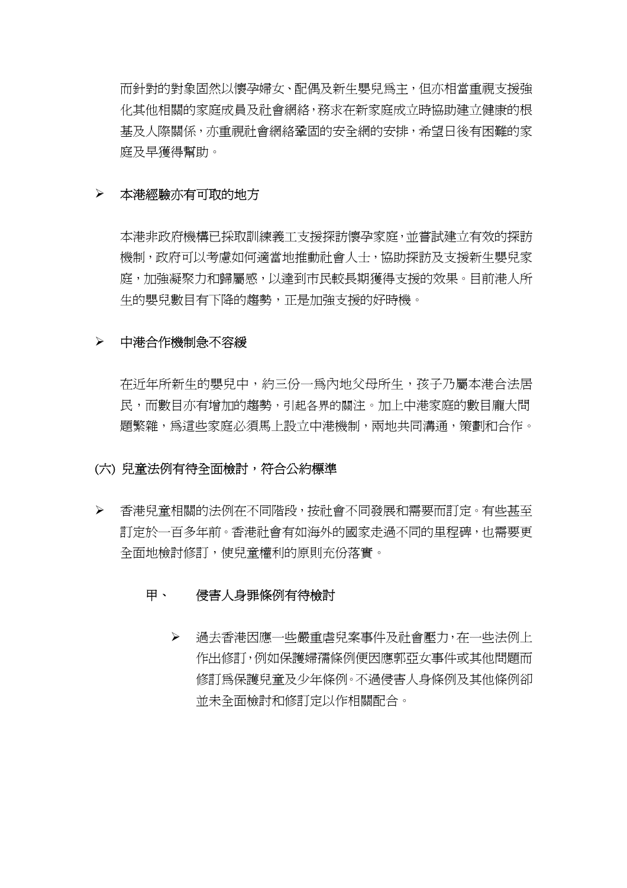而針對的對象固然以懷孕婦女、配偶及新生嬰兒爲主，但亦相當重視支援強化其他相關的家庭成員及社會網絡，務求在新家庭成立時協助建立健康的根基及人際關係，亦重視社會網絡鞏固的安全網的安排，希望日後有困難的家庭及早獲得幫助。

- 本港經驗亦有可取的地方

本港非政府機構已採取訓練義工支援探訪懷孕家庭，並嘗試建立有效的探訪機制，政府可以考慮如何適當地推動社會人士，協助探訪及支援新生嬰兒家庭，加強凝聚力和歸屬感，以達到市民較長期獲得支援的效果。目前港人所生的嬰兒數目有下降的趨勢，正是加強支援的好時機。

- 中港合作機制急不容緩

在近年所新生的嬰兒中，約三份一爲內地父母所生，孩子乃屬本港合法居民，而數目亦有增加的趨勢，引起各界的關注。加上中港家庭的數目龐大問題繁雜，爲這些家庭必須馬上設立中港機制，兩地共同溝通，策劃和合作。

(六) 兒童法例有待全面檢討，符合公約標準

- 香港兒童相關的法例在不同階段，按社會不同發展和需要而訂定。有些甚至訂定於一百多年前。香港社會有如海外的國家走過不同的里程碑，也需要更全面地檢討修訂，使兒童權利的原則充份落實。

甲、 侵害人身罪條例有待檢討

- 過去香港因應一些嚴重虐兒案事件及社會壓力，在一些法例上作出修訂，例如保護婦孺條例便因應郭亞女事件或其他問題而修訂爲保護兒童及少年條例。不過侵害人身條例及其他條例卻並未全面檢討和修訂定以作相關配合。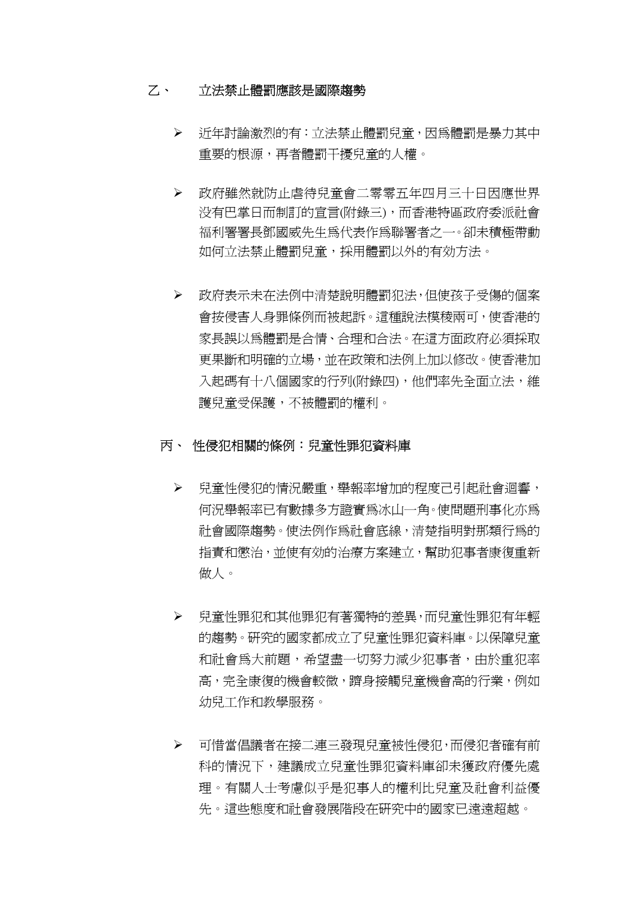## 乙、 立法禁止體罰應該是國際趨勢

- 近年討論激烈的有：立法禁止體罰兒童，因爲體罰是暴力其中重要的根源，再者體罰干擾兒童的人權。

- 政府雖然就防止虐待兒童會二零零五年四月三十日因應世界沒有巴掌日而制訂的宣言(附錄三)，而香港特區政府委派社會福利署署長鄧國威先生爲代表作爲聯署者之一。卻未積極帶動如何立法禁止體罰兒童，採用體罰以外的有效方法。

- 政府表示未在法例中清楚說明體罰犯法，但使孩子受傷的個案會按侵害人身罪條例而被起訴。這種說法模稜兩可，使香港的家長誤以爲體罰是合情、合理和合法。在這方面政府必須採取更果斷和明確的立場，並在政策和法例上加以修改。使香港加入起碼有十八個國家的行列(附錄四)，他們率先全面立法，維護兒童受保護，不被體罰的權利。

## 丙、 性侵犯相關的條例：兒童性罪犯資料庫

- 兒童性侵犯的情況嚴重，舉報率增加的程度已引起社會迴響，何況舉報率已有數據多方證實爲冰山一角。使問題刑事化亦爲社會國際趨勢。使法例作爲社會底線，清楚指明對那類行爲的指責和懲治，並使有效的治療方案建立，幫助犯事者康復重新做人。

- 兒童性罪犯和其他罪犯有著獨特的差異，而兒童性罪犯有年輕的趨勢。研究的國家都成立了兒童性罪犯資料庫。以保障兒童和社會爲大前題，希望盡一切努力減少犯事者，由於重犯率高，完全康復的機會較微，躋身接觸兒童機會高的行業，例如幼兒工作和教學服務。

- 可惜當倡議者在接二連三發現兒童被性侵犯，而侵犯者確有前科的情況下，建議成立兒童性罪犯資料庫卻未獲政府優先處理。有關人士考慮似乎是犯事人的權利比兒童及社會利益優先。這些態度和社會發展階段在研究中的國家已遠遠超越。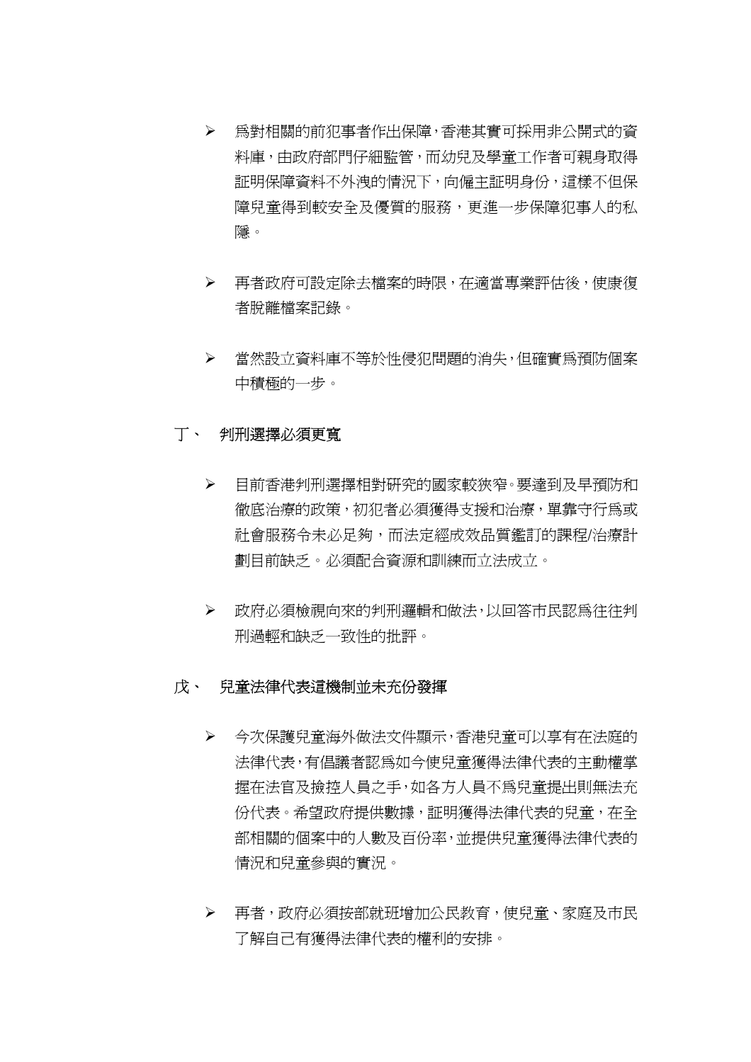- 為對相關的前犯事者作出保障，香港其實可採用非公開式的資料庫，由政府部門仔細監管，而幼兒及學童工作者可親身取得証明保障資料不外洩的情況下，向僱主証明身份，這樣不但保障兒童得到較安全及優質的服務，更進一步保障犯事人的私隱。

- 再者政府可設定除去檔案的時限，在適當專業評估後，使康復者脫離檔案記錄。

- 當然設立資料庫不等於性侵犯問題的消失，但確實為預防個案中積極的一步。

## 丁、 判刑選擇必須更寬

- 目前香港判刑選擇相對研究的國家較狹窄。要達到及早預防和徹底治療的政策，初犯者必須獲得支援和治療，單靠守行為或社會服務令未必足夠，而法定經成效品質鑑訂的課程/治療計劃目前缺乏。必須配合資源和訓練而立法成立。

- 政府必須檢視向來的判刑邏輯和做法，以回答市民認為往往判刑過輕和缺乏一致性的批評。

## 戊、 兒童法律代表這機制並未充份發揮

- 今次保護兒童海外做法文件顯示，香港兒童可以享有在法庭的法律代表，有倡議者認為如今使兒童獲得法律代表的主動權掌握在法官及檢控人員之手，如各方人員不為兒童提出則無法充份代表。希望政府提供數據，証明獲得法律代表的兒童，在全部相關的個案中的人數及百份率，並提供兒童獲得法律代表的情況和兒童參與的實況。

- 再者，政府必須按部就班增加公民教育，使兒童、家庭及市民了解自己有獲得法律代表的權利的安排。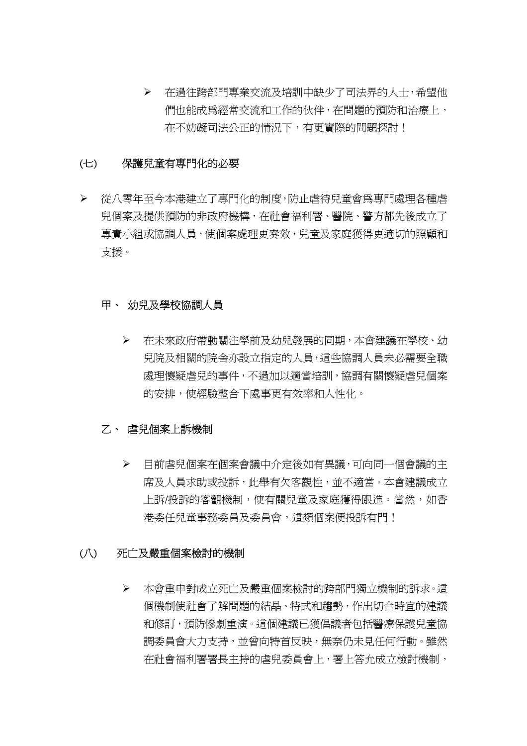- 在過往跨部門專業交流及培訓中缺少了司法界的人士，希望他們也能成爲經常交流和工作的伙伴，在問題的預防和治療上，在不妨礙司法公正的情況下，有更實際的問題探討！

## (七) 保護兒童有專門化的必要

- 從八零年至今本港建立了專門化的制度，防止虐待兒童會爲專門處理各種虐兒個案及提供預防的非政府機構，在社會福利署、醫院、警方都先後成立了專責小組或協調人員，使個案處理更奏效，兒童及家庭獲得更適切的照顧和支援。

### 甲、 幼兒及學校協調人員

- 在未來政府帶動關注學前及幼兒發展的同期，本會建議在學校、幼兒院及相關的院舍亦設立指定的人員，這些協調人員未必需要全職處理懷疑虐兒的事件，不過加以適當培訓，協調有關懷疑虐兒個案的安排，使經驗整合下處事更有效率和人性化。

### 乙、 虐兒個案上訴機制

- 目前虐兒個案在個案會議中介定後如有異議，可向同一個會議的主席及人員求助或投訴，此舉有欠客觀性，並不適當。本會建議成立上訴/投訴的客觀機制，使有關兒童及家庭獲得跟進。當然，如香港委任兒童事務委員及委員會，這類個案便投訴有門！

## (八) 死亡及嚴重個案檢討的機制

- 本會重申對成立死亡及嚴重個案檢討的跨部門獨立機制的訴求。這個機制使社會了解問題的結晶、特式和趨勢，作出切合時宜的建議和修訂，預防慘劇重演。這個建議已獲倡議者包括醫療保護兒童協調委員會大力支持，並曾向特首反映，無奈仍未見任何行動。雖然在社會福利署署長主持的虐兒委員會上，署上答允成立檢討機制，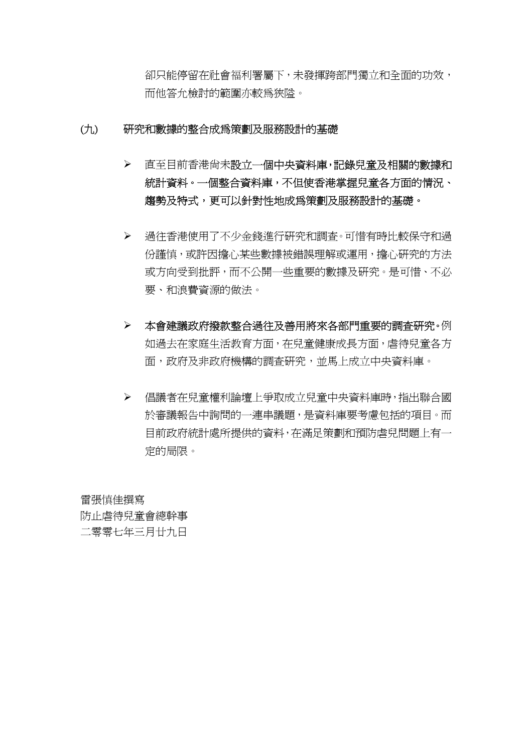卻只能停留在社會福利署屬下，未發揮跨部門獨立和全面的功效，而他答允檢討的範圍亦較爲狹隘。

(九) 研究和數據的整合成爲策劃及服務設計的基礎

- 直至目前香港尚未設立一個中央資料庫，**記錄兒童及相關的數據和統計資料。一個整合資料庫，不但使香港掌握兒童各方面的情況、趨勢及特式，更可以針對性地成爲策劃及服務設計的基礎。**

- 過往香港使用了不少金錢進行研究和調查。可惜有時比較保守和過份謹慎，或許因擔心某些數據被錯誤理解或運用，擔心研究的方法或方向受到批評，而不公開一些重要的數據及研究。是可惜、不必要、和浪費資源的做法。

- **本會建議政府撥款整合過往及善用將來各部門重要的調查研究。**例如過去在家庭生活教育方面，在兒童健康成長方面，虐待兒童各方面，政府及非政府機構的調查研究，並馬上成立中央資料庫。

- 倡議者在兒童權利論壇上爭取成立兒童中央資料庫時，指出聯合國於審議報告中詢問的一連串議題，是資料庫要考慮包括的項目。而目前政府統計處所提供的資料，在滿足策劃和預防虐兒問題上有一定的局限。

雷張慎佳撰寫
防止虐待兒童會總幹事
二零零七年三月廿九日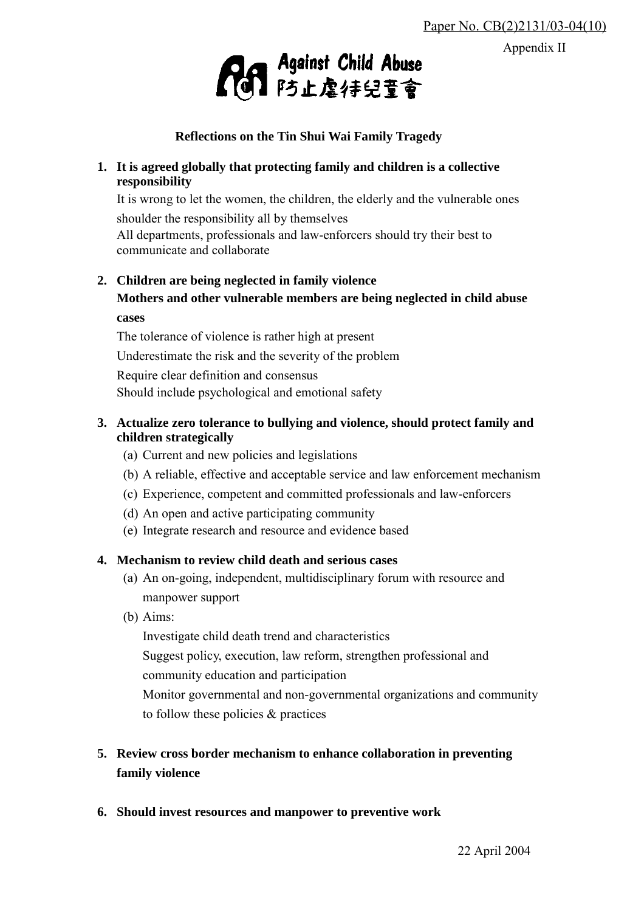Paper No. CB(2)2131/03-04(10)

Appendix II

Against Child Abuse
防止虐待兒童會

**Reflections on the Tin Shui Wai Family Tragedy**

1. **It is agreed globally that protecting family and children is a collective responsibility**

   It is wrong to let the women, the children, the elderly and the vulnerable ones shoulder the responsibility all by themselves

   All departments, professionals and law-enforcers should try their best to communicate and collaborate

2. **Children are being neglected in family violence**

   **Mothers and other vulnerable members are being neglected in child abuse cases**

   The tolerance of violence is rather high at present

   Underestimate the risk and the severity of the problem

   Require clear definition and consensus

   Should include psychological and emotional safety

3. **Actualize zero tolerance to bullying and violence, should protect family and children strategically**

   (a) Current and new policies and legislations

   (b) A reliable, effective and acceptable service and law enforcement mechanism

   (c) Experience, competent and committed professionals and law-enforcers

   (d) An open and active participating community

   (e) Integrate research and resource and evidence based

4. **Mechanism to review child death and serious cases**

   (a) An on-going, independent, multidisciplinary forum with resource and manpower support

   (b) Aims:

   Investigate child death trend and characteristics

   Suggest policy, execution, law reform, strengthen professional and community education and participation

   Monitor governmental and non-governmental organizations and community to follow these policies & practices

5. **Review cross border mechanism to enhance collaboration in preventing family violence**

6. **Should invest resources and manpower to preventive work**

22 April 2004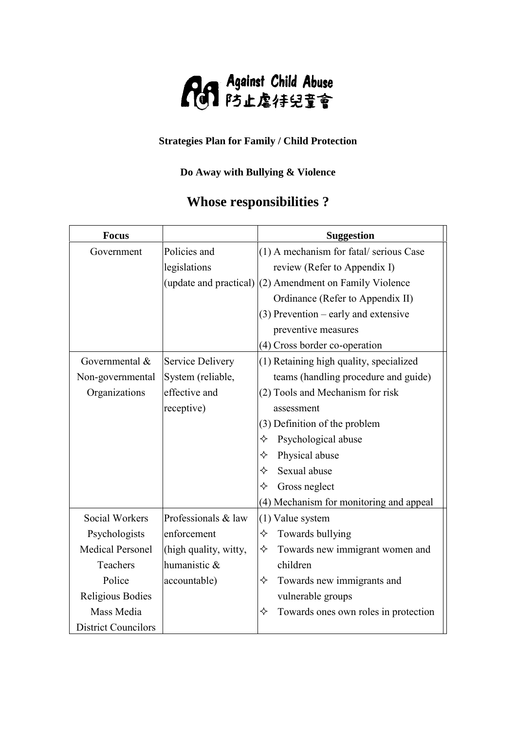Against Child Abuse 防止虐待兒童會

**Strategies Plan for Family / Child Protection**

**Do Away with Bullying & Violence**

# Whose responsibilities ?

| Focus | | Suggestion |
|---|---|---|
| Government | Policies and legislations (update and practical) | (1) A mechanism for fatal/ serious Case review (Refer to Appendix I)<br>(2) Amendment on Family Violence Ordinance (Refer to Appendix II)<br>(3) Prevention – early and extensive preventive measures<br>(4) Cross border co-operation |
| Governmental & Non-governmental Organizations | Service Delivery System (reliable, effective and receptive) | (1) Retaining high quality, specialized teams (handling procedure and guide)<br>(2) Tools and Mechanism for risk assessment<br>(3) Definition of the problem<br>✧ Psychological abuse<br>✧ Physical abuse<br>✧ Sexual abuse<br>✧ Gross neglect<br>(4) Mechanism for monitoring and appeal |
| Social Workers<br>Psychologists<br>Medical Personel<br>Teachers<br>Police<br>Religious Bodies<br>Mass Media<br>District Councilors | Professionals & law enforcement (high quality, witty, humanistic & accountable) | (1) Value system<br>✧ Towards bullying<br>✧ Towards new immigrant women and children<br>✧ Towards new immigrants and vulnerable groups<br>✧ Towards ones own roles in protection |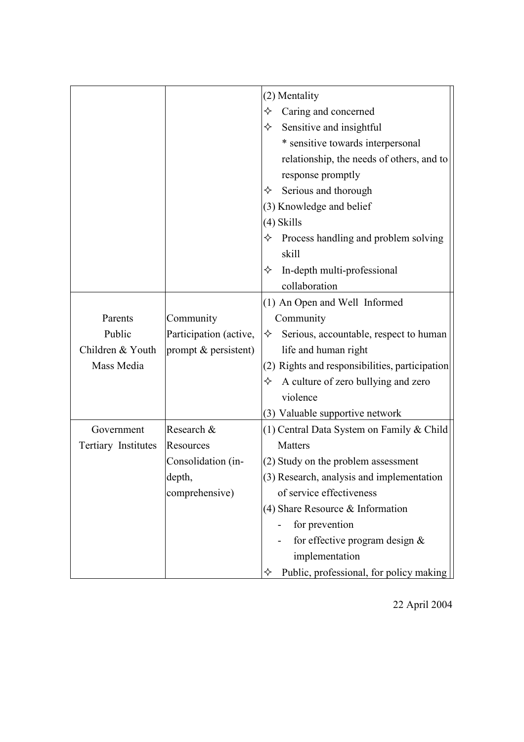| | | |
|---|---|---|
| | | (2) Mentality<br>✧ Caring and concerned<br>✧ Sensitive and insightful<br>* sensitive towards interpersonal relationship, the needs of others, and to response promptly<br>✧ Serious and thorough<br>(3) Knowledge and belief<br>(4) Skills<br>✧ Process handling and problem solving skill<br>✧ In-depth multi-professional collaboration |
| Parents<br>Public<br>Children & Youth<br>Mass Media | Community Participation (active, prompt & persistent) | (1) An Open and Well Informed Community<br>✧ Serious, accountable, respect to human life and human right<br>(2) Rights and responsibilities, participation<br>✧ A culture of zero bullying and zero violence<br>(3) Valuable supportive network |
| Government<br>Tertiary Institutes | Research & Resources Consolidation (in-depth, comprehensive) | (1) Central Data System on Family & Child Matters<br>(2) Study on the problem assessment<br>(3) Research, analysis and implementation of service effectiveness<br>(4) Share Resource & Information<br>- for prevention<br>- for effective program design & implementation<br>✧ Public, professional, for policy making |

22 April 2004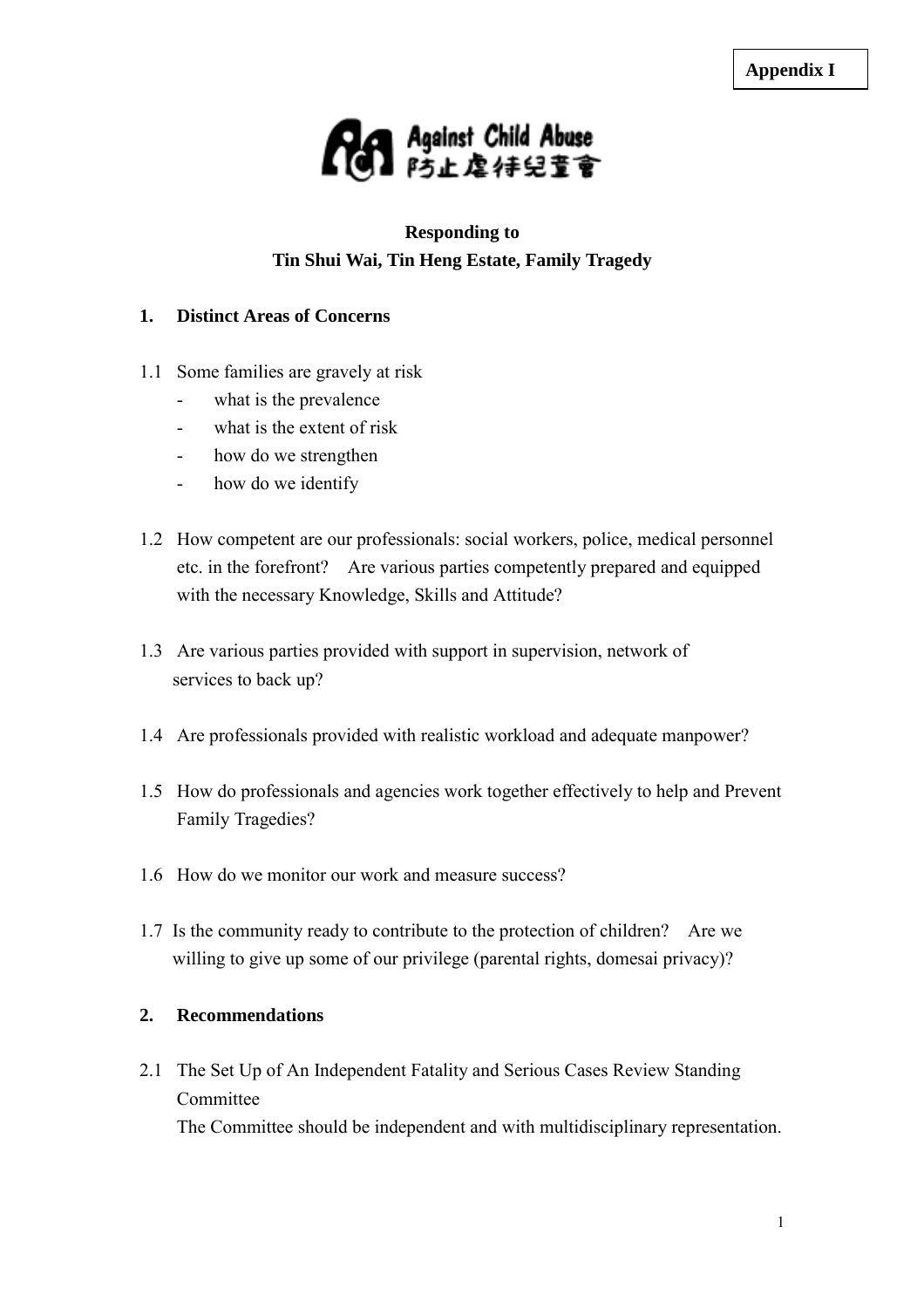**Appendix I**

Against Child Abuse
防止虐待兒童會

**Responding to**
**Tin Shui Wai, Tin Heng Estate, Family Tragedy**

## 1. Distinct Areas of Concerns

1.1 Some families are gravely at risk

- what is the prevalence
- what is the extent of risk
- how do we strengthen
- how do we identify

1.2 How competent are our professionals: social workers, police, medical personnel etc. in the forefront? Are various parties competently prepared and equipped with the necessary Knowledge, Skills and Attitude?

1.3 Are various parties provided with support in supervision, network of services to back up?

1.4 Are professionals provided with realistic workload and adequate manpower?

1.5 How do professionals and agencies work together effectively to help and Prevent Family Tragedies?

1.6 How do we monitor our work and measure success?

1.7 Is the community ready to contribute to the protection of children? Are we willing to give up some of our privilege (parental rights, domesai privacy)?

## 2. Recommendations

2.1 The Set Up of An Independent Fatality and Serious Cases Review Standing Committee
The Committee should be independent and with multidisciplinary representation.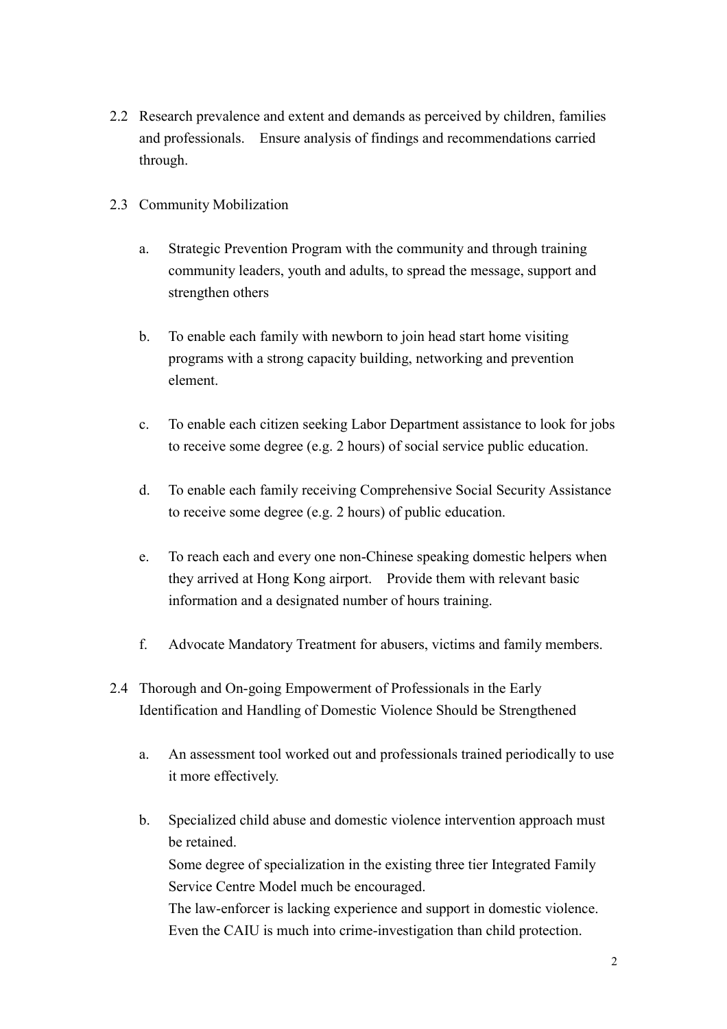2.2 Research prevalence and extent and demands as perceived by children, families and professionals. Ensure analysis of findings and recommendations carried through.

2.3 Community Mobilization

a. Strategic Prevention Program with the community and through training community leaders, youth and adults, to spread the message, support and strengthen others

b. To enable each family with newborn to join head start home visiting programs with a strong capacity building, networking and prevention element.

c. To enable each citizen seeking Labor Department assistance to look for jobs to receive some degree (e.g. 2 hours) of social service public education.

d. To enable each family receiving Comprehensive Social Security Assistance to receive some degree (e.g. 2 hours) of public education.

e. To reach each and every one non-Chinese speaking domestic helpers when they arrived at Hong Kong airport. Provide them with relevant basic information and a designated number of hours training.

f. Advocate Mandatory Treatment for abusers, victims and family members.

2.4 Thorough and On-going Empowerment of Professionals in the Early Identification and Handling of Domestic Violence Should be Strengthened

a. An assessment tool worked out and professionals trained periodically to use it more effectively.

b. Specialized child abuse and domestic violence intervention approach must be retained.
Some degree of specialization in the existing three tier Integrated Family Service Centre Model much be encouraged.
The law-enforcer is lacking experience and support in domestic violence. Even the CAIU is much into crime-investigation than child protection.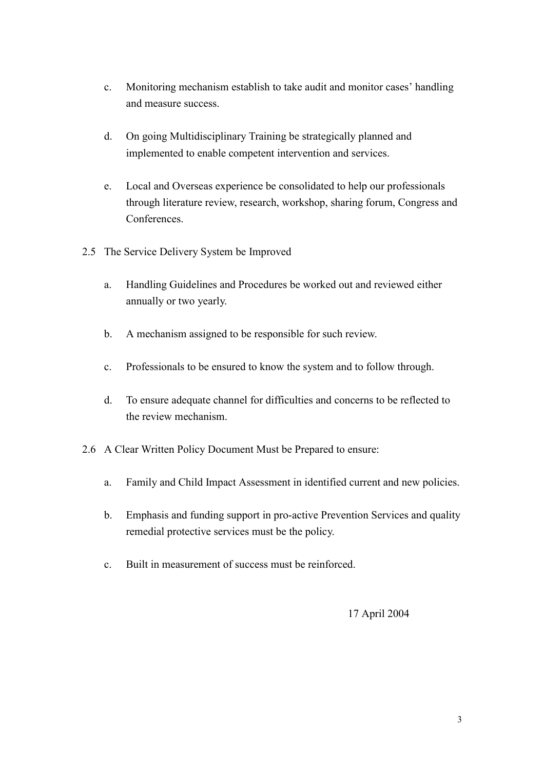c. Monitoring mechanism establish to take audit and monitor cases' handling and measure success.

d. On going Multidisciplinary Training be strategically planned and implemented to enable competent intervention and services.

e. Local and Overseas experience be consolidated to help our professionals through literature review, research, workshop, sharing forum, Congress and Conferences.

2.5 The Service Delivery System be Improved

a. Handling Guidelines and Procedures be worked out and reviewed either annually or two yearly.

b. A mechanism assigned to be responsible for such review.

c. Professionals to be ensured to know the system and to follow through.

d. To ensure adequate channel for difficulties and concerns to be reflected to the review mechanism.

2.6 A Clear Written Policy Document Must be Prepared to ensure:

a. Family and Child Impact Assessment in identified current and new policies.

b. Emphasis and funding support in pro-active Prevention Services and quality remedial protective services must be the policy.

c. Built in measurement of success must be reinforced.

17 April 2004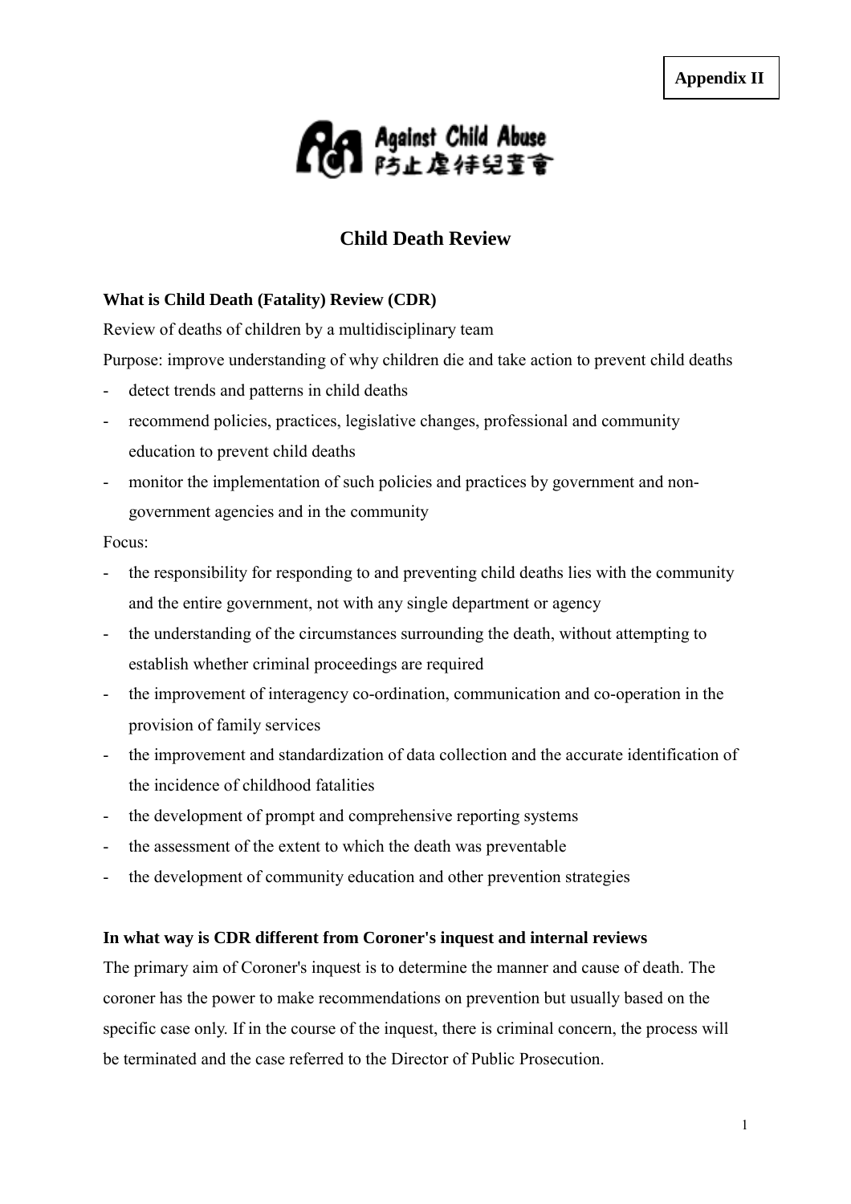**Appendix II**

Against Child Abuse
防止虐待兒童會

## Child Death Review

**What is Child Death (Fatality) Review (CDR)**

Review of deaths of children by a multidisciplinary team

Purpose: improve understanding of why children die and take action to prevent child deaths

- detect trends and patterns in child deaths
- recommend policies, practices, legislative changes, professional and community education to prevent child deaths
- monitor the implementation of such policies and practices by government and non-government agencies and in the community

Focus:

- the responsibility for responding to and preventing child deaths lies with the community and the entire government, not with any single department or agency
- the understanding of the circumstances surrounding the death, without attempting to establish whether criminal proceedings are required
- the improvement of interagency co-ordination, communication and co-operation in the provision of family services
- the improvement and standardization of data collection and the accurate identification of the incidence of childhood fatalities
- the development of prompt and comprehensive reporting systems
- the assessment of the extent to which the death was preventable
- the development of community education and other prevention strategies

**In what way is CDR different from Coroner's inquest and internal reviews**

The primary aim of Coroner's inquest is to determine the manner and cause of death. The coroner has the power to make recommendations on prevention but usually based on the specific case only. If in the course of the inquest, there is criminal concern, the process will be terminated and the case referred to the Director of Public Prosecution.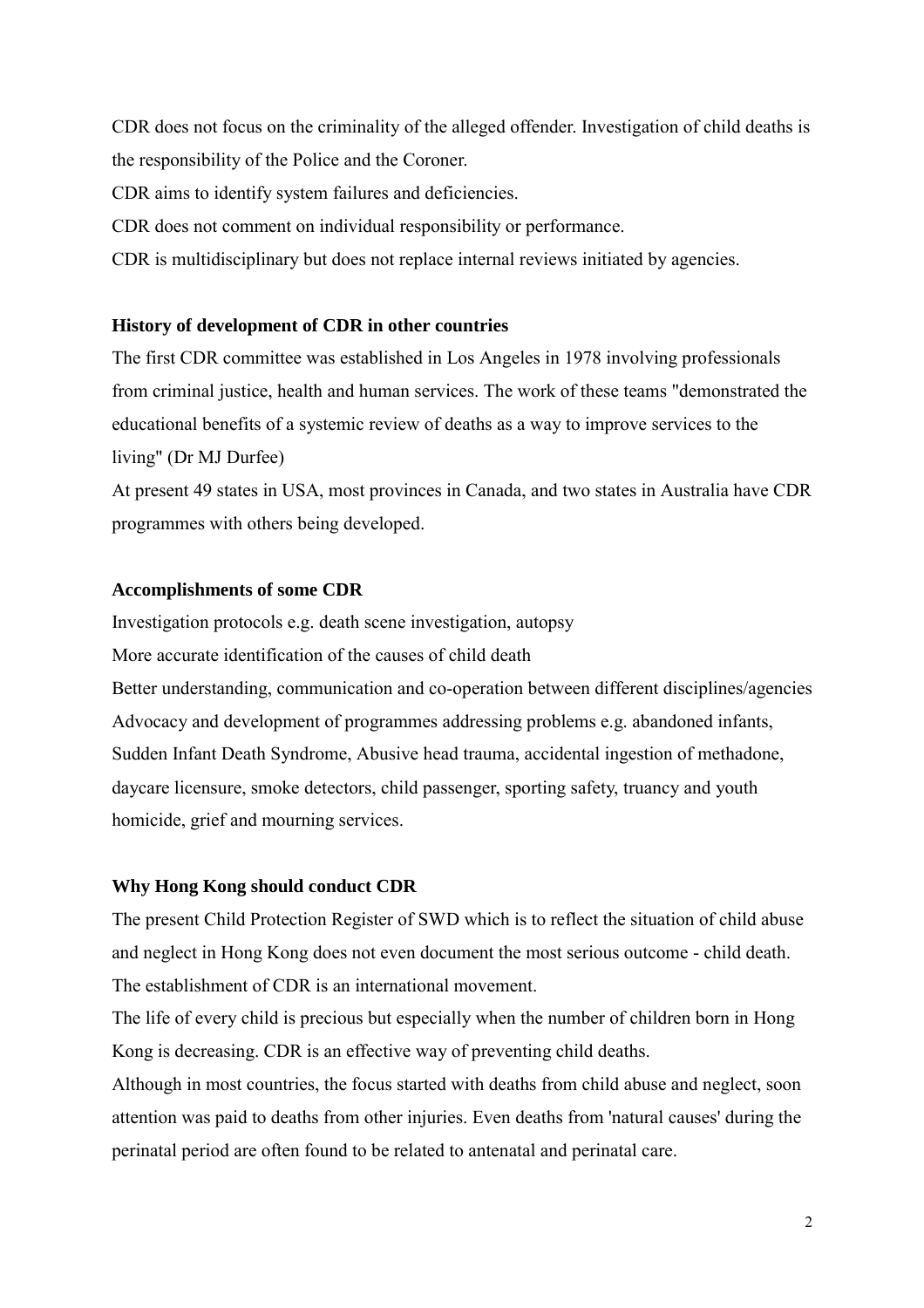CDR does not focus on the criminality of the alleged offender. Investigation of child deaths is the responsibility of the Police and the Coroner.

CDR aims to identify system failures and deficiencies.

CDR does not comment on individual responsibility or performance.

CDR is multidisciplinary but does not replace internal reviews initiated by agencies.

**History of development of CDR in other countries**

The first CDR committee was established in Los Angeles in 1978 involving professionals from criminal justice, health and human services. The work of these teams "demonstrated the educational benefits of a systemic review of deaths as a way to improve services to the living" (Dr MJ Durfee)

At present 49 states in USA, most provinces in Canada, and two states in Australia have CDR programmes with others being developed.

**Accomplishments of some CDR**

Investigation protocols e.g. death scene investigation, autopsy

More accurate identification of the causes of child death

Better understanding, communication and co-operation between different disciplines/agencies

Advocacy and development of programmes addressing problems e.g. abandoned infants, Sudden Infant Death Syndrome, Abusive head trauma, accidental ingestion of methadone, daycare licensure, smoke detectors, child passenger, sporting safety, truancy and youth homicide, grief and mourning services.

**Why Hong Kong should conduct CDR**

The present Child Protection Register of SWD which is to reflect the situation of child abuse and neglect in Hong Kong does not even document the most serious outcome - child death.

The establishment of CDR is an international movement.

The life of every child is precious but especially when the number of children born in Hong Kong is decreasing. CDR is an effective way of preventing child deaths.

Although in most countries, the focus started with deaths from child abuse and neglect, soon attention was paid to deaths from other injuries. Even deaths from 'natural causes' during the perinatal period are often found to be related to antenatal and perinatal care.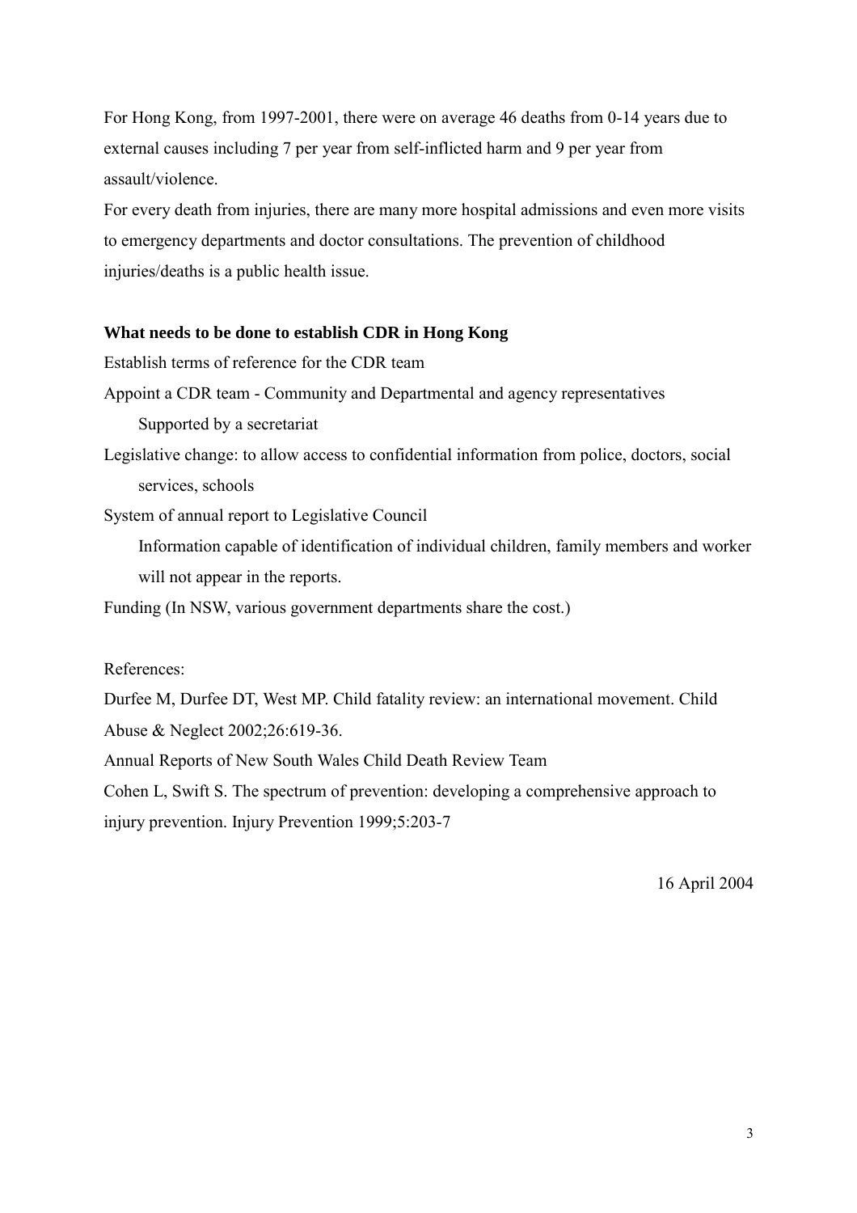For Hong Kong, from 1997-2001, there were on average 46 deaths from 0-14 years due to external causes including 7 per year from self-inflicted harm and 9 per year from assault/violence.

For every death from injuries, there are many more hospital admissions and even more visits to emergency departments and doctor consultations. The prevention of childhood injuries/deaths is a public health issue.

**What needs to be done to establish CDR in Hong Kong**

Establish terms of reference for the CDR team

Appoint a CDR team - Community and Departmental and agency representatives
  Supported by a secretariat

Legislative change: to allow access to confidential information from police, doctors, social services, schools

System of annual report to Legislative Council
  Information capable of identification of individual children, family members and worker will not appear in the reports.

Funding (In NSW, various government departments share the cost.)

References:

Durfee M, Durfee DT, West MP. Child fatality review: an international movement. Child Abuse & Neglect 2002;26:619-36.

Annual Reports of New South Wales Child Death Review Team

Cohen L, Swift S. The spectrum of prevention: developing a comprehensive approach to injury prevention. Injury Prevention 1999;5:203-7

16 April 2004